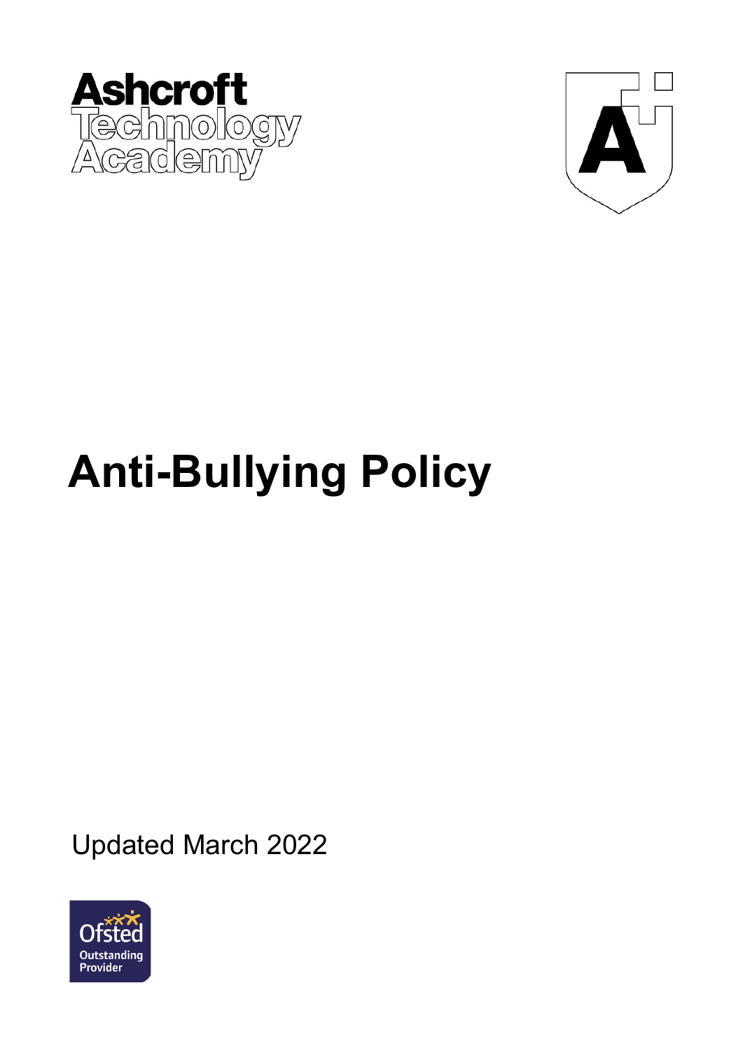Ashcroft Technology Academy

# Anti-Bullying Policy

Updated March 2022

Ofsted Outstanding Provider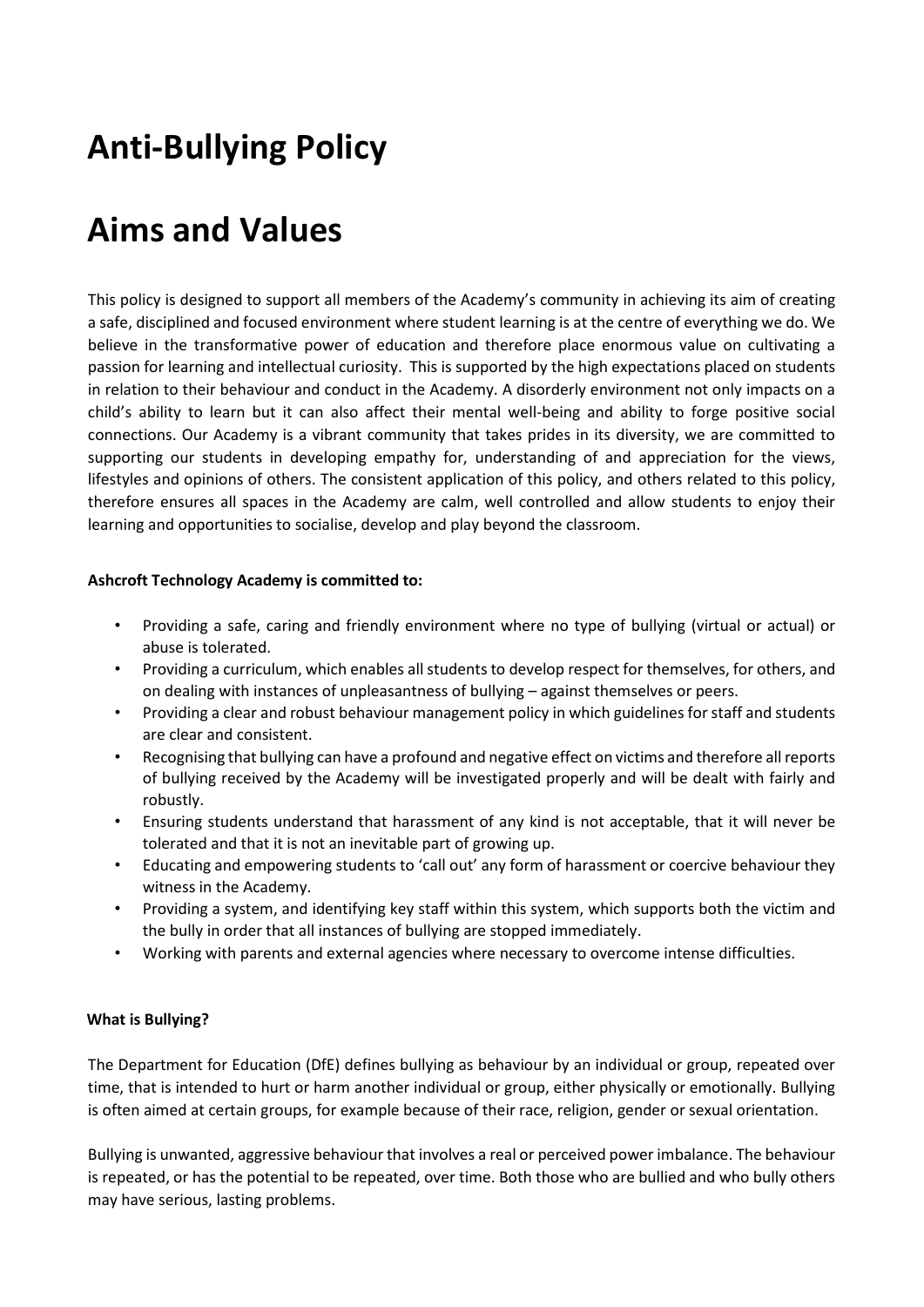# Anti-Bullying Policy

# Aims and Values

This policy is designed to support all members of the Academy's community in achieving its aim of creating a safe, disciplined and focused environment where student learning is at the centre of everything we do. We believe in the transformative power of education and therefore place enormous value on cultivating a passion for learning and intellectual curiosity. This is supported by the high expectations placed on students in relation to their behaviour and conduct in the Academy. A disorderly environment not only impacts on a child's ability to learn but it can also affect their mental well-being and ability to forge positive social connections. Our Academy is a vibrant community that takes prides in its diversity, we are committed to supporting our students in developing empathy for, understanding of and appreciation for the views, lifestyles and opinions of others. The consistent application of this policy, and others related to this policy, therefore ensures all spaces in the Academy are calm, well controlled and allow students to enjoy their learning and opportunities to socialise, develop and play beyond the classroom.

**Ashcroft Technology Academy is committed to:**

- Providing a safe, caring and friendly environment where no type of bullying (virtual or actual) or abuse is tolerated.
- Providing a curriculum, which enables all students to develop respect for themselves, for others, and on dealing with instances of unpleasantness of bullying – against themselves or peers.
- Providing a clear and robust behaviour management policy in which guidelines for staff and students are clear and consistent.
- Recognising that bullying can have a profound and negative effect on victims and therefore all reports of bullying received by the Academy will be investigated properly and will be dealt with fairly and robustly.
- Ensuring students understand that harassment of any kind is not acceptable, that it will never be tolerated and that it is not an inevitable part of growing up.
- Educating and empowering students to 'call out' any form of harassment or coercive behaviour they witness in the Academy.
- Providing a system, and identifying key staff within this system, which supports both the victim and the bully in order that all instances of bullying are stopped immediately.
- Working with parents and external agencies where necessary to overcome intense difficulties.

**What is Bullying?**

The Department for Education (DfE) defines bullying as behaviour by an individual or group, repeated over time, that is intended to hurt or harm another individual or group, either physically or emotionally. Bullying is often aimed at certain groups, for example because of their race, religion, gender or sexual orientation.

Bullying is unwanted, aggressive behaviour that involves a real or perceived power imbalance. The behaviour is repeated, or has the potential to be repeated, over time. Both those who are bullied and who bully others may have serious, lasting problems.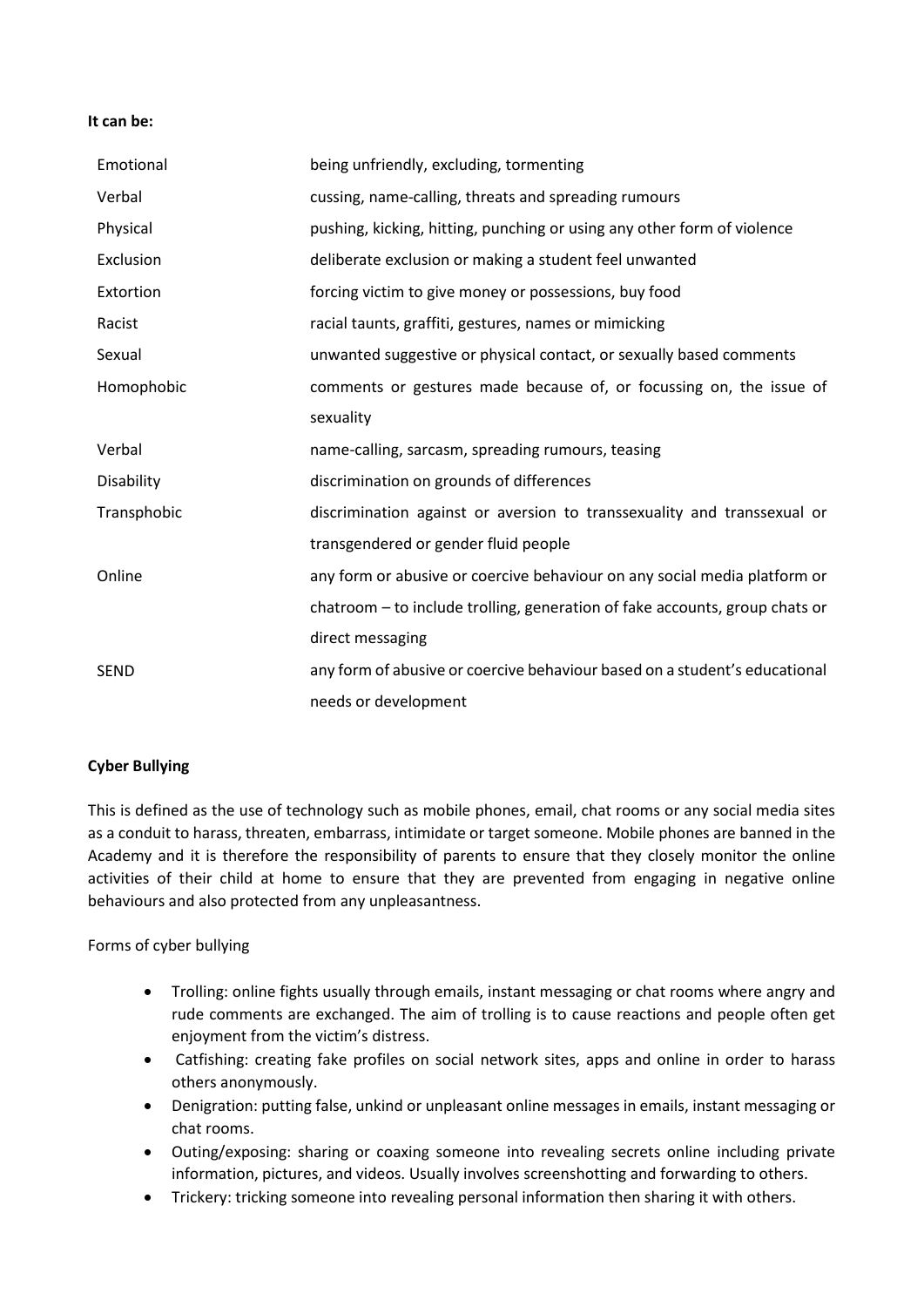**It can be:**

| | |
|---|---|
| Emotional | being unfriendly, excluding, tormenting |
| Verbal | cussing, name-calling, threats and spreading rumours |
| Physical | pushing, kicking, hitting, punching or using any other form of violence |
| Exclusion | deliberate exclusion or making a student feel unwanted |
| Extortion | forcing victim to give money or possessions, buy food |
| Racist | racial taunts, graffiti, gestures, names or mimicking |
| Sexual | unwanted suggestive or physical contact, or sexually based comments |
| Homophobic | comments or gestures made because of, or focussing on, the issue of sexuality |
| Verbal | name-calling, sarcasm, spreading rumours, teasing |
| Disability | discrimination on grounds of differences |
| Transphobic | discrimination against or aversion to transsexuality and transsexual or transgendered or gender fluid people |
| Online | any form or abusive or coercive behaviour on any social media platform or chatroom – to include trolling, generation of fake accounts, group chats or direct messaging |
| SEND | any form of abusive or coercive behaviour based on a student's educational needs or development |

**Cyber Bullying**

This is defined as the use of technology such as mobile phones, email, chat rooms or any social media sites as a conduit to harass, threaten, embarrass, intimidate or target someone. Mobile phones are banned in the Academy and it is therefore the responsibility of parents to ensure that they closely monitor the online activities of their child at home to ensure that they are prevented from engaging in negative online behaviours and also protected from any unpleasantness.

Forms of cyber bullying

- Trolling: online fights usually through emails, instant messaging or chat rooms where angry and rude comments are exchanged. The aim of trolling is to cause reactions and people often get enjoyment from the victim's distress.
- Catfishing: creating fake profiles on social network sites, apps and online in order to harass others anonymously.
- Denigration: putting false, unkind or unpleasant online messages in emails, instant messaging or chat rooms.
- Outing/exposing: sharing or coaxing someone into revealing secrets online including private information, pictures, and videos. Usually involves screenshotting and forwarding to others.
- Trickery: tricking someone into revealing personal information then sharing it with others.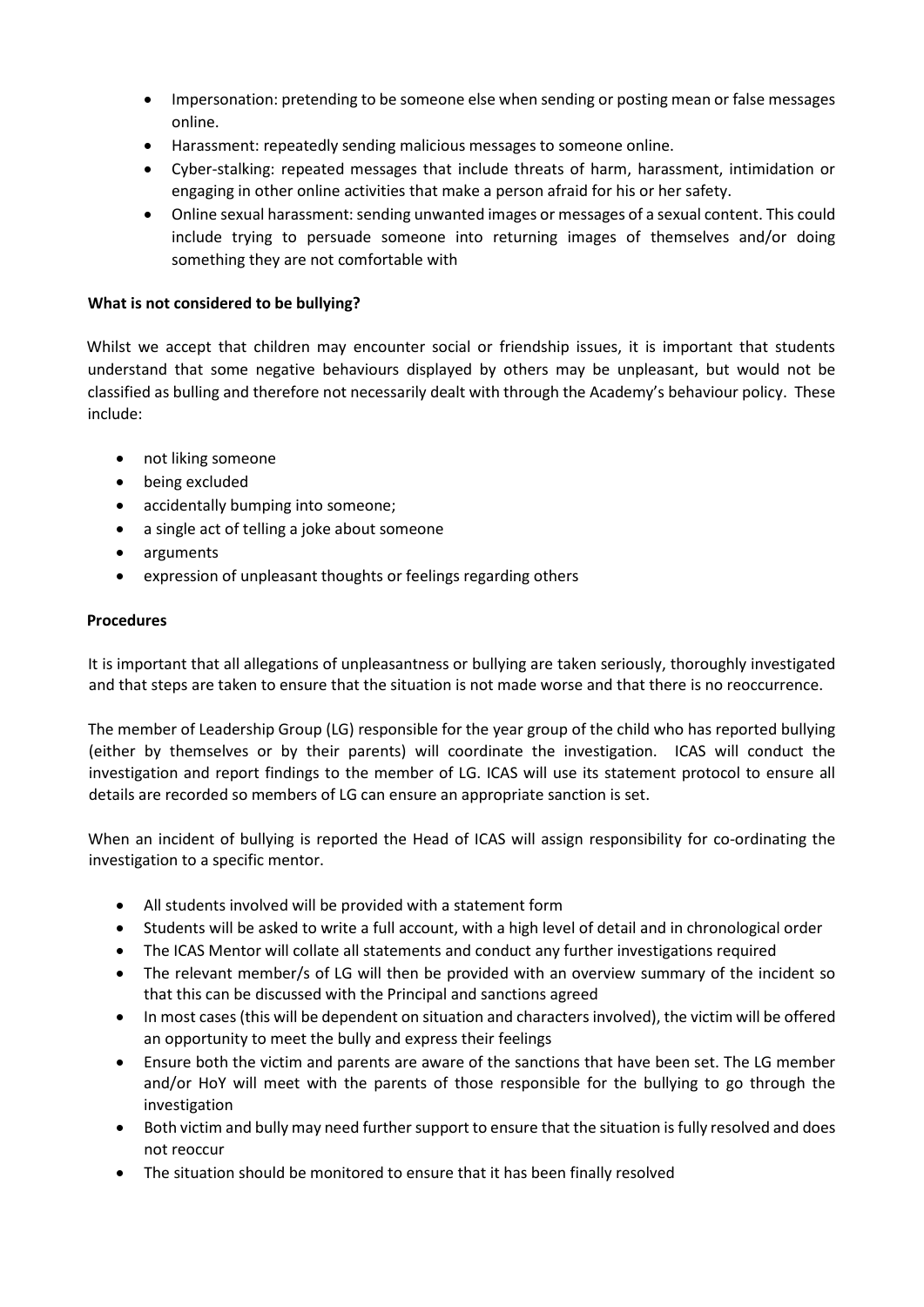- Impersonation: pretending to be someone else when sending or posting mean or false messages online.
- Harassment: repeatedly sending malicious messages to someone online.
- Cyber-stalking: repeated messages that include threats of harm, harassment, intimidation or engaging in other online activities that make a person afraid for his or her safety.
- Online sexual harassment: sending unwanted images or messages of a sexual content. This could include trying to persuade someone into returning images of themselves and/or doing something they are not comfortable with

**What is not considered to be bullying?**

Whilst we accept that children may encounter social or friendship issues, it is important that students understand that some negative behaviours displayed by others may be unpleasant, but would not be classified as bulling and therefore not necessarily dealt with through the Academy's behaviour policy. These include:

- not liking someone
- being excluded
- accidentally bumping into someone;
- a single act of telling a joke about someone
- arguments
- expression of unpleasant thoughts or feelings regarding others

**Procedures**

It is important that all allegations of unpleasantness or bullying are taken seriously, thoroughly investigated and that steps are taken to ensure that the situation is not made worse and that there is no reoccurrence.

The member of Leadership Group (LG) responsible for the year group of the child who has reported bullying (either by themselves or by their parents) will coordinate the investigation. ICAS will conduct the investigation and report findings to the member of LG. ICAS will use its statement protocol to ensure all details are recorded so members of LG can ensure an appropriate sanction is set.

When an incident of bullying is reported the Head of ICAS will assign responsibility for co-ordinating the investigation to a specific mentor.

- All students involved will be provided with a statement form
- Students will be asked to write a full account, with a high level of detail and in chronological order
- The ICAS Mentor will collate all statements and conduct any further investigations required
- The relevant member/s of LG will then be provided with an overview summary of the incident so that this can be discussed with the Principal and sanctions agreed
- In most cases (this will be dependent on situation and characters involved), the victim will be offered an opportunity to meet the bully and express their feelings
- Ensure both the victim and parents are aware of the sanctions that have been set. The LG member and/or HoY will meet with the parents of those responsible for the bullying to go through the investigation
- Both victim and bully may need further support to ensure that the situation is fully resolved and does not reoccur
- The situation should be monitored to ensure that it has been finally resolved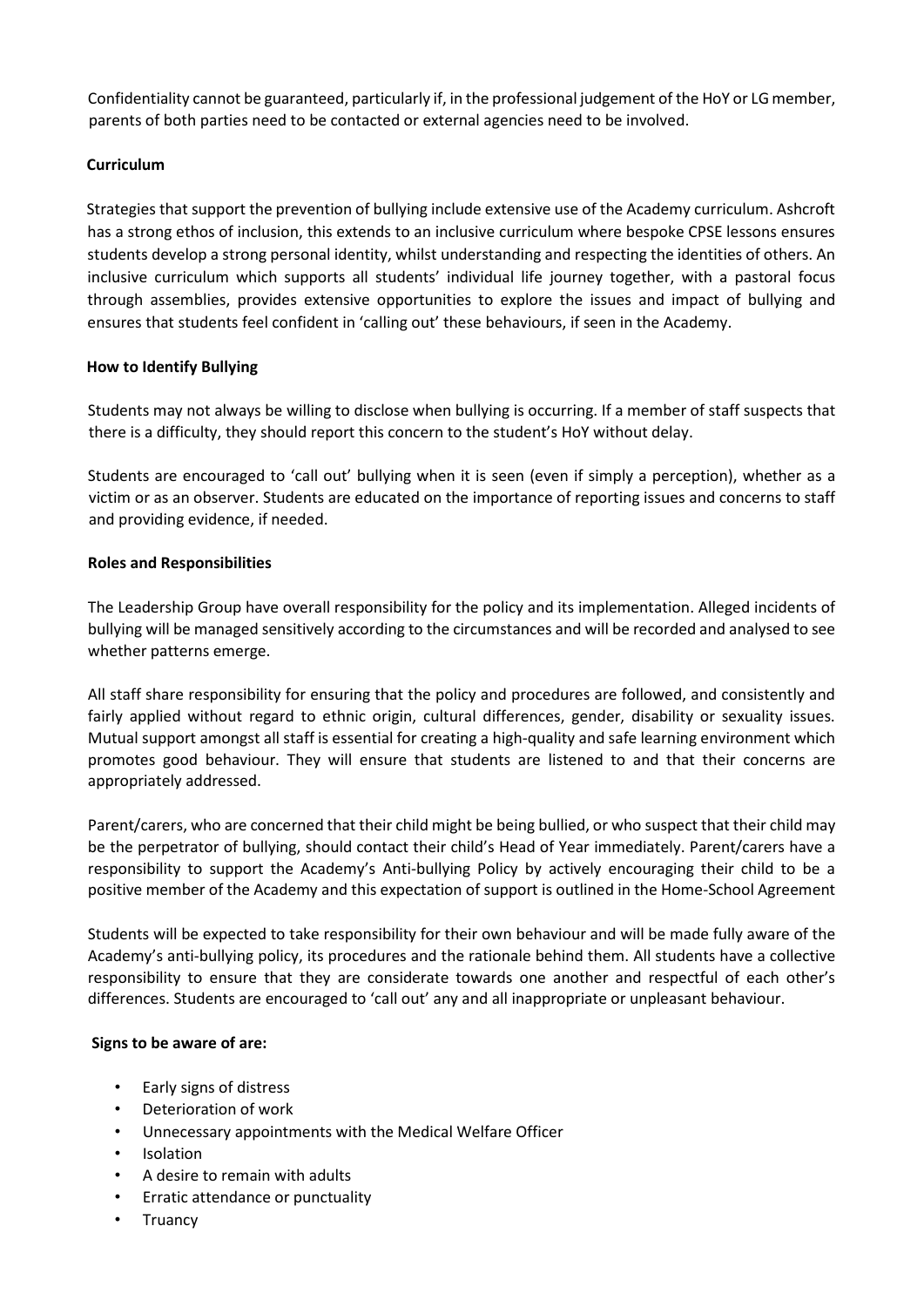Confidentiality cannot be guaranteed, particularly if, in the professional judgement of the HoY or LG member, parents of both parties need to be contacted or external agencies need to be involved.

**Curriculum**

Strategies that support the prevention of bullying include extensive use of the Academy curriculum. Ashcroft has a strong ethos of inclusion, this extends to an inclusive curriculum where bespoke CPSE lessons ensures students develop a strong personal identity, whilst understanding and respecting the identities of others. An inclusive curriculum which supports all students' individual life journey together, with a pastoral focus through assemblies, provides extensive opportunities to explore the issues and impact of bullying and ensures that students feel confident in 'calling out' these behaviours, if seen in the Academy.

**How to Identify Bullying**

Students may not always be willing to disclose when bullying is occurring. If a member of staff suspects that there is a difficulty, they should report this concern to the student's HoY without delay.

Students are encouraged to 'call out' bullying when it is seen (even if simply a perception), whether as a victim or as an observer. Students are educated on the importance of reporting issues and concerns to staff and providing evidence, if needed.

**Roles and Responsibilities**

The Leadership Group have overall responsibility for the policy and its implementation. Alleged incidents of bullying will be managed sensitively according to the circumstances and will be recorded and analysed to see whether patterns emerge.

All staff share responsibility for ensuring that the policy and procedures are followed, and consistently and fairly applied without regard to ethnic origin, cultural differences, gender, disability or sexuality issues. Mutual support amongst all staff is essential for creating a high-quality and safe learning environment which promotes good behaviour. They will ensure that students are listened to and that their concerns are appropriately addressed.

Parent/carers, who are concerned that their child might be being bullied, or who suspect that their child may be the perpetrator of bullying, should contact their child's Head of Year immediately. Parent/carers have a responsibility to support the Academy's Anti-bullying Policy by actively encouraging their child to be a positive member of the Academy and this expectation of support is outlined in the Home-School Agreement

Students will be expected to take responsibility for their own behaviour and will be made fully aware of the Academy's anti-bullying policy, its procedures and the rationale behind them. All students have a collective responsibility to ensure that they are considerate towards one another and respectful of each other's differences. Students are encouraged to 'call out' any and all inappropriate or unpleasant behaviour.

**Signs to be aware of are:**

- Early signs of distress
- Deterioration of work
- Unnecessary appointments with the Medical Welfare Officer
- Isolation
- A desire to remain with adults
- Erratic attendance or punctuality
- Truancy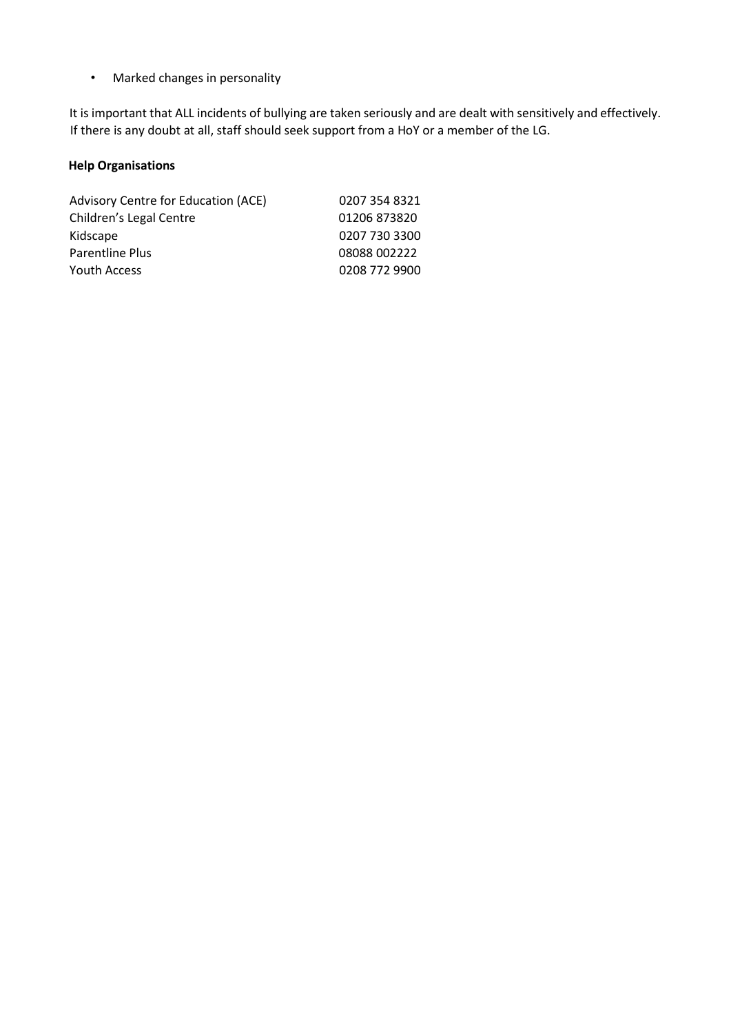- Marked changes in personality

It is important that ALL incidents of bullying are taken seriously and are dealt with sensitively and effectively. If there is any doubt at all, staff should seek support from a HoY or a member of the LG.

**Help Organisations**

| | |
|---|---|
| Advisory Centre for Education (ACE) | 0207 354 8321 |
| Children's Legal Centre | 01206 873820 |
| Kidscape | 0207 730 3300 |
| Parentline Plus | 08088 002222 |
| Youth Access | 0208 772 9900 |